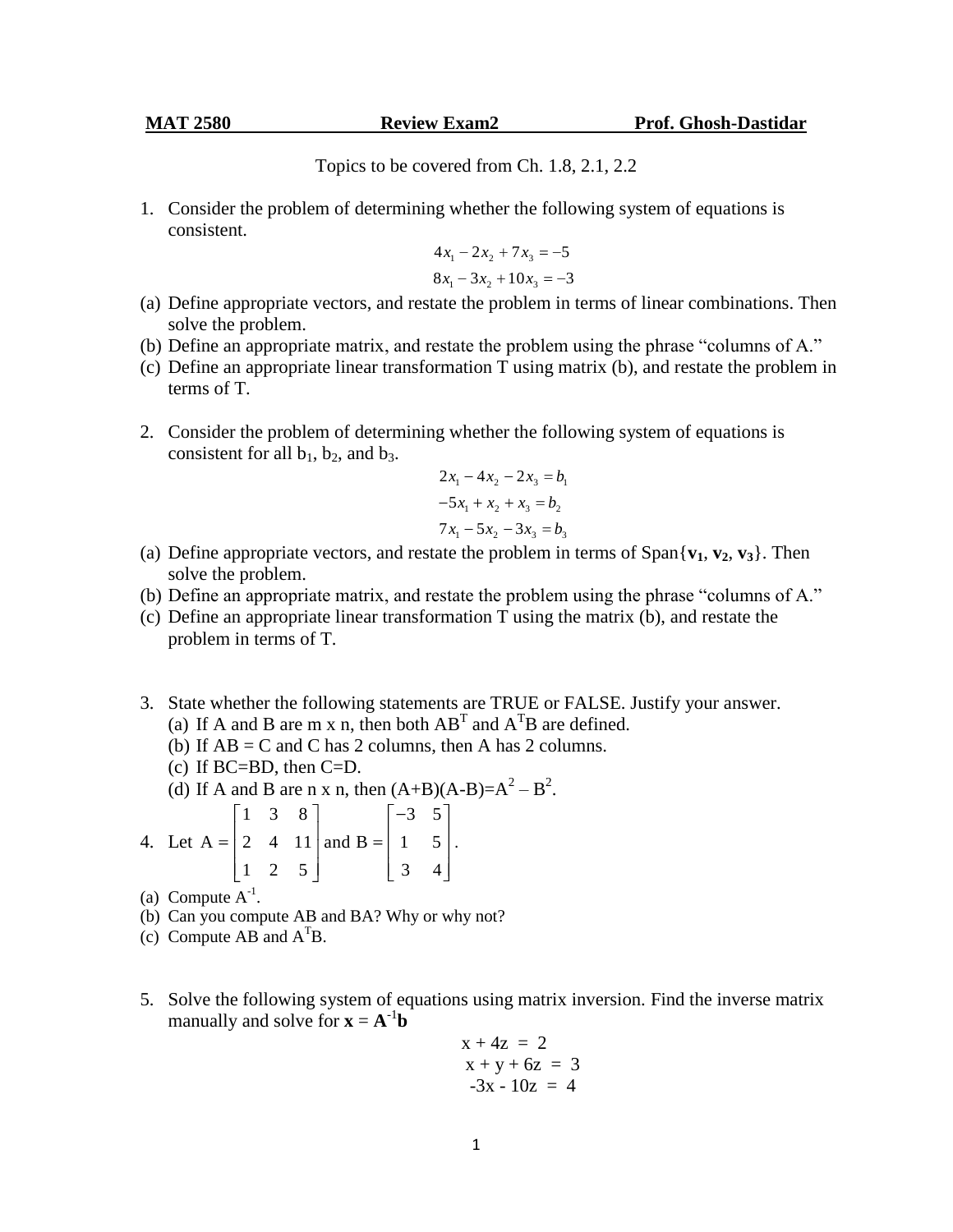**MAT 2580 Review Exam2 Prof. Ghosh-Dastidar**

Topics to be covered from Ch. 1.8, 2.1, 2.2

1. Consider the problem of determining whether the following system of equations is consistent.

$$4x_1 - 2x_2 + 7x_3 = -5$$
$$8x_1 - 3x_2 + 10x_3 = -3$$

(a) Define appropriate vectors, and restate the problem in terms of linear combinations. Then solve the problem.
(b) Define an appropriate matrix, and restate the problem using the phrase "columns of A."
(c) Define an appropriate linear transformation T using matrix (b), and restate the problem in terms of T.

2. Consider the problem of determining whether the following system of equations is consistent for all $b_1$, $b_2$, and $b_3$.

$$2x_1 - 4x_2 - 2x_3 = b_1$$
$$-5x_1 + x_2 + x_3 = b_2$$
$$7x_1 - 5x_2 - 3x_3 = b_3$$

(a) Define appropriate vectors, and restate the problem in terms of Span{$\mathbf{v_1}$, $\mathbf{v_2}$, $\mathbf{v_3}$}. Then solve the problem.
(b) Define an appropriate matrix, and restate the problem using the phrase "columns of A."
(c) Define an appropriate linear transformation T using the matrix (b), and restate the problem in terms of T.

3. State whether the following statements are TRUE or FALSE. Justify your answer.
   (a) If A and B are m x n, then both $AB^T$ and $A^TB$ are defined.
   (b) If AB = C and C has 2 columns, then A has 2 columns.
   (c) If BC=BD, then C=D.
   (d) If A and B are n x n, then $(A+B)(A-B)=A^2 - B^2$.

4. Let $A = \begin{bmatrix} 1 & 3 & 8 \\ 2 & 4 & 11 \\ 1 & 2 & 5 \end{bmatrix}$ and $B = \begin{bmatrix} -3 & 5 \\ 1 & 5 \\ 3 & 4 \end{bmatrix}$.

(a) Compute $A^{-1}$.
(b) Can you compute AB and BA? Why or why not?
(c) Compute AB and $A^TB$.

5. Solve the following system of equations using matrix inversion. Find the inverse matrix manually and solve for $\mathbf{x} = \mathbf{A}^{-1}\mathbf{b}$

$$x + 4z = 2$$
$$x + y + 6z = 3$$
$$-3x - 10z = 4$$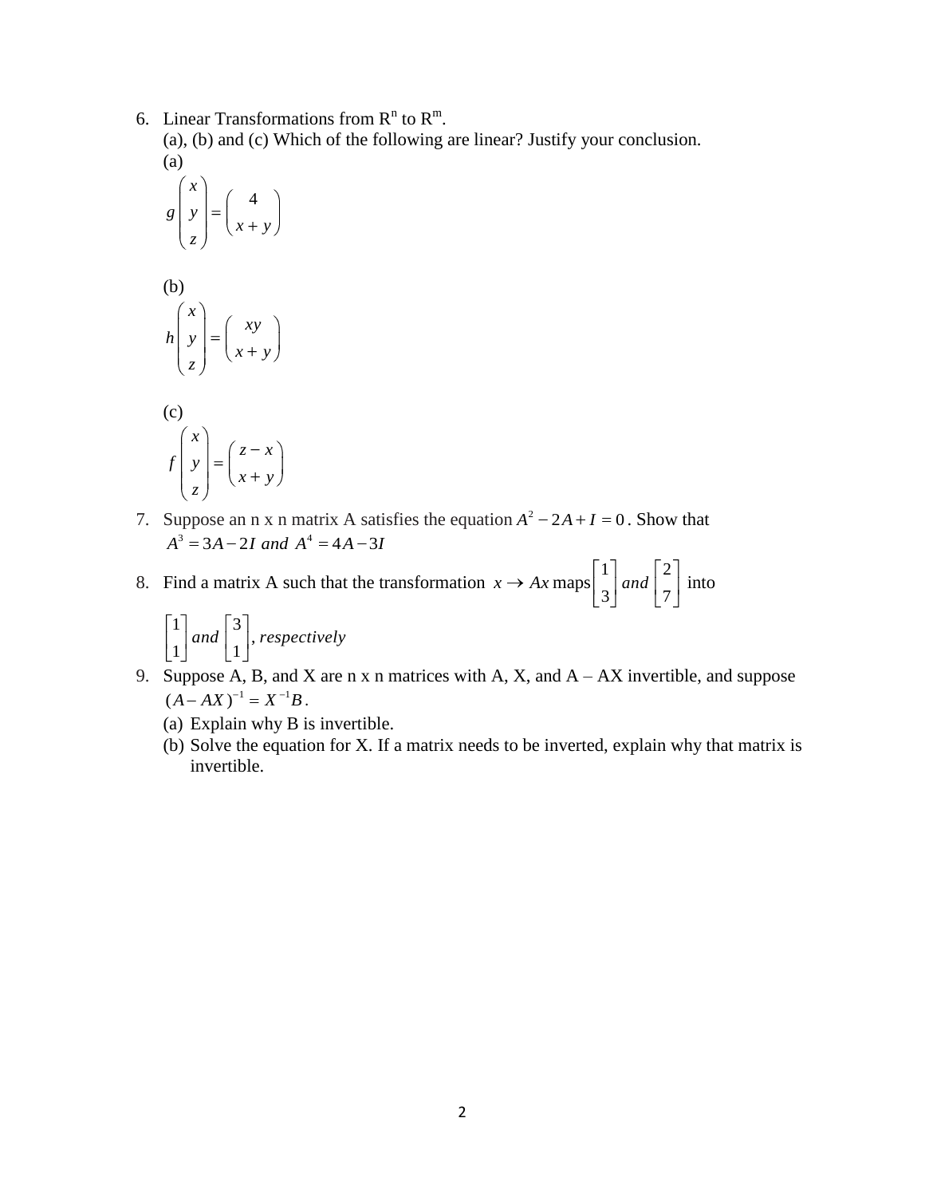6. Linear Transformations from $R^n$ to $R^m$.

   (a), (b) and (c) Which of the following are linear? Justify your conclusion.

   (a)

   $$g\begin{pmatrix} x \\ y \\ z \end{pmatrix} = \begin{pmatrix} 4 \\ x+y \end{pmatrix}$$

   (b)

   $$h\begin{pmatrix} x \\ y \\ z \end{pmatrix} = \begin{pmatrix} xy \\ x+y \end{pmatrix}$$

   (c)

   $$f\begin{pmatrix} x \\ y \\ z \end{pmatrix} = \begin{pmatrix} z-x \\ x+y \end{pmatrix}$$

7. Suppose an n x n matrix A satisfies the equation $A^2 - 2A + I = 0$. Show that $A^3 = 3A - 2I \text{ and } A^4 = 4A - 3I$

8. Find a matrix A such that the transformation $x \to Ax$ maps $\begin{bmatrix} 1 \\ 3 \end{bmatrix} \text{ and } \begin{bmatrix} 2 \\ 7 \end{bmatrix}$ into $\begin{bmatrix} 1 \\ 1 \end{bmatrix} \text{ and } \begin{bmatrix} 3 \\ 1 \end{bmatrix}$, *respectively*

9. Suppose A, B, and X are n x n matrices with A, X, and A – AX invertible, and suppose $(A - AX)^{-1} = X^{-1}B$.

   (a) Explain why B is invertible.

   (b) Solve the equation for X. If a matrix needs to be inverted, explain why that matrix is invertible.